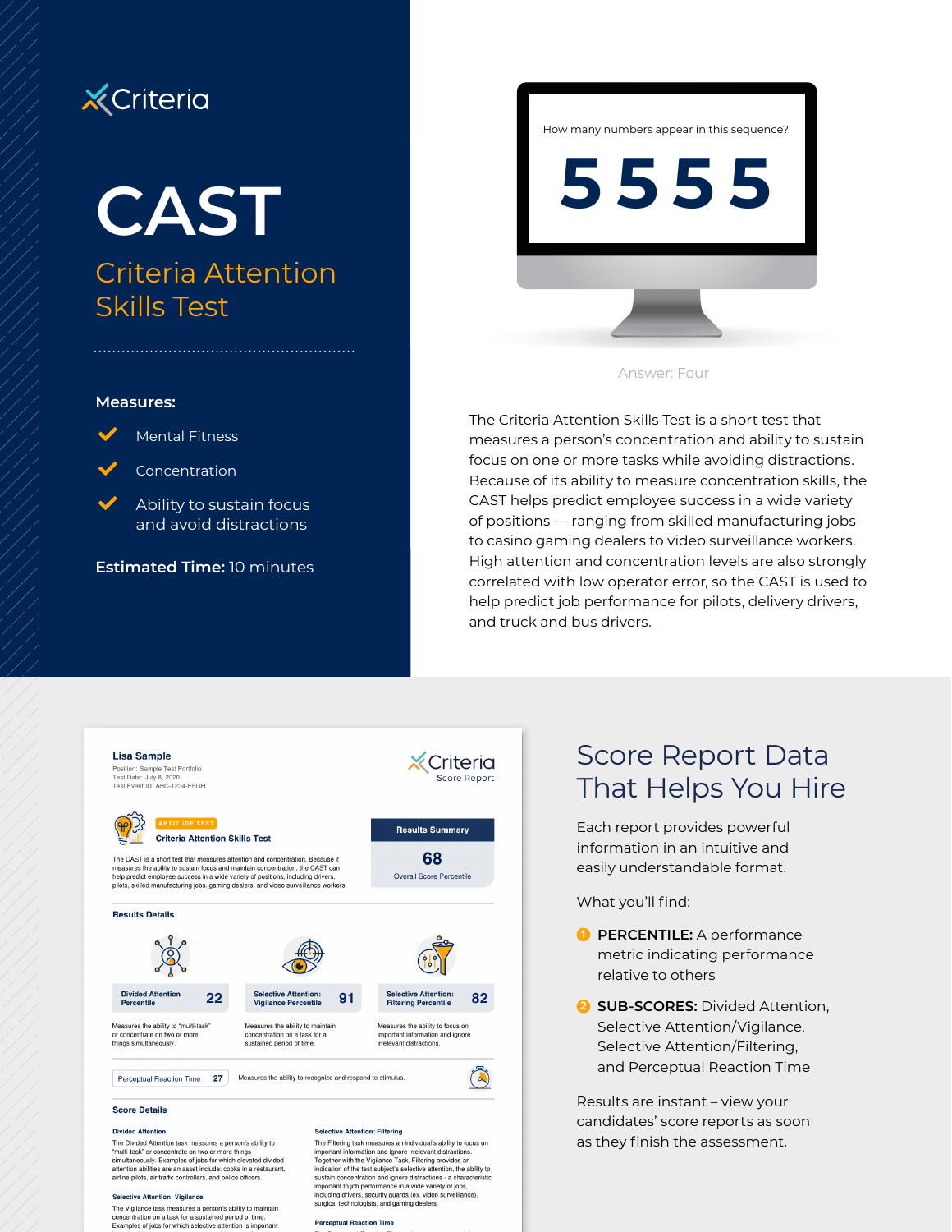Criteria

# CAST

## Criteria Attention Skills Test

**Measures:**

- Mental Fitness
- Concentration
- Ability to sustain focus and avoid distractions

**Estimated Time:** 10 minutes

How many numbers appear in this sequence?

5555

Answer: Four

The Criteria Attention Skills Test is a short test that measures a person's concentration and ability to sustain focus on one or more tasks while avoiding distractions. Because of its ability to measure concentration skills, the CAST helps predict employee success in a wide variety of positions — ranging from skilled manufacturing jobs to casino gaming dealers to video surveillance workers. High attention and concentration levels are also strongly correlated with low operator error, so the CAST is used to help predict job performance for pilots, delivery drivers, and truck and bus drivers.

**Lisa Sample**
Position: Sample Test Portfolio
Test Date: July 8, 2020
Test Event ID: ABC-1234-EFGH

Criteria Score Report

APTITUDE TEST

**Criteria Attention Skills Test**

The CAST is a short test that measures attention and concentration. Because it measures the ability to sustain focus and maintain concentration, the CAST can help predict employee success in a wide variety of positions, including drivers, pilots, skilled manufacturing jobs, gaming dealers, and video surveillance workers.

**Results Summary**

68
Overall Score Percentile

**Results Details**

| Divided Attention Percentile | 22 | Selective Attention: Vigilance Percentile | 91 | Selective Attention: Filtering Percentile | 82 |
|---|---|---|---|---|---|
| Measures the ability to "multi-task" or concentrate on two or more things simultaneously. | | Measures the ability to maintain concentration on a task for a sustained period of time. | | Measures the ability to focus on important information and ignore irrelevant distractions. | |

Perceptual Reaction Time 27 — Measures the ability to recognize and respond to stimulus.

**Score Details**

**Divided Attention**
The Divided Attention task measures a person's ability to "multi-task" or concentrate on two or more things simultaneously. Examples of jobs for which elevated divided attention abilities are an asset include: cooks in a restaurant, airline pilots, air traffic controllers, and police officers.

**Selective Attention: Vigilance**
The Vigilance task measures a person's ability to maintain concentration on a task for a sustained period of time. Examples of jobs for which selective attention is important

**Selective Attention: Filtering**
The Filtering task measures an individual's ability to focus on important information and ignore irrelevant distractions. Together with the Vigilance Task, Filtering provides an indication of the test subject's selective attention, the ability to sustain concentration and ignore distractions - a characteristic important to job performance in a wide variety of jobs, including drivers, security guards (ex. video surveillance), surgical technologists, and gaming dealers.

**Perceptual Reaction Time**

## Score Report Data That Helps You Hire

Each report provides powerful information in an intuitive and easily understandable format.

What you'll find:

1. **PERCENTILE:** A performance metric indicating performance relative to others
2. **SUB-SCORES:** Divided Attention, Selective Attention/Vigilance, Selective Attention/Filtering, and Perceptual Reaction Time

Results are instant – view your candidates' score reports as soon as they finish the assessment.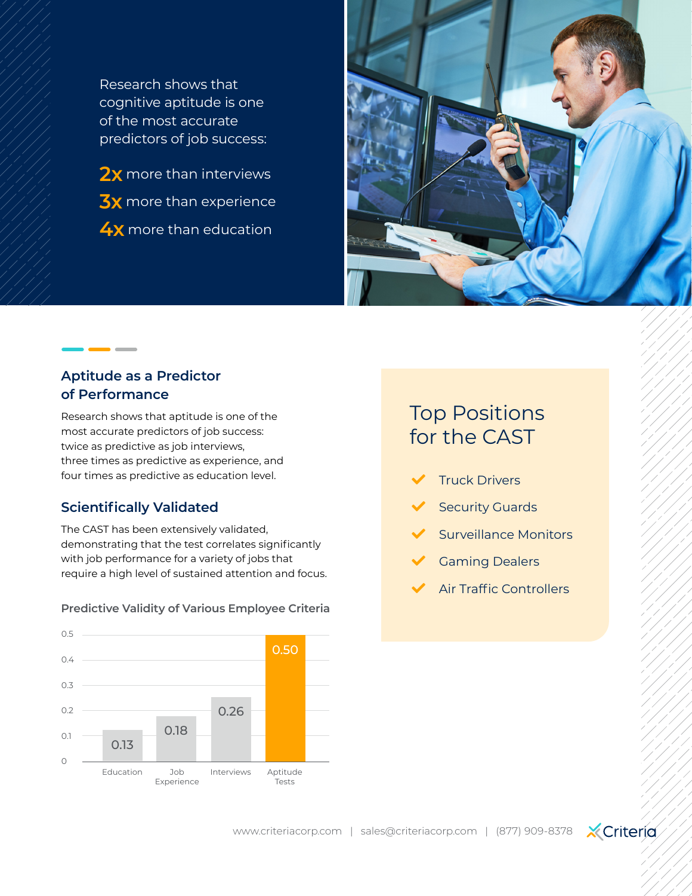Research shows that cognitive aptitude is one of the most accurate predictors of job success:

**2x** more than interviews

**3x** more than experience

**4x** more than education

## Aptitude as a Predictor of Performance

Research shows that aptitude is one of the most accurate predictors of job success: twice as predictive as job interviews, three times as predictive as experience, and four times as predictive as education level.

## Scientifically Validated

The CAST has been extensively validated, demonstrating that the test correlates significantly with job performance for a variety of jobs that require a high level of sustained attention and focus.

### Predictive Validity of Various Employee Criteria

0.5
0.4
0.3
0.2
0.1
0

0.13
0.18
0.26
0.50

Education
Job Experience
Interviews
Aptitude Tests

## Top Positions for the CAST

- Truck Drivers
- Security Guards
- Surveillance Monitors
- Gaming Dealers
- Air Traffic Controllers

www.criteriacorp.com | sales@criteriacorp.com | (877) 909-8378 Criteria